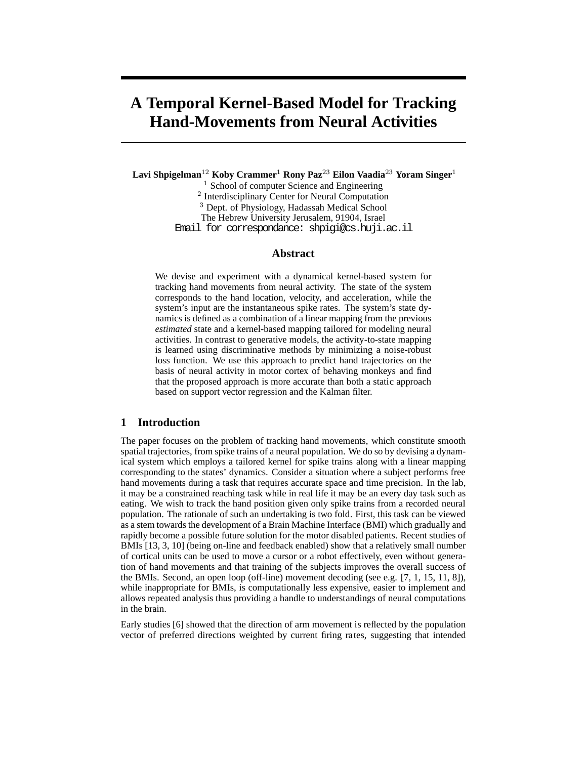# A Temporal Kernel-Based Model for Tracking Hand-Movements from Neural Activities

**Lavi Shpigelman**[12] **Koby Crammer**[1] **Rony Paz**[23] **Eilon Vaadia**[23] **Yoram Singer**[1]

[1] School of computer Science and Engineering
[2] Interdisciplinary Center for Neural Computation
[3] Dept. of Physiology, Hadassah Medical School
The Hebrew University Jerusalem, 91904, Israel
Email for correspondance: shpigi@cs.huji.ac.il

## Abstract

We devise and experiment with a dynamical kernel-based system for tracking hand movements from neural activity. The state of the system corresponds to the hand location, velocity, and acceleration, while the system's input are the instantaneous spike rates. The system's state dynamics is defined as a combination of a linear mapping from the previous *estimated* state and a kernel-based mapping tailored for modeling neural activities. In contrast to generative models, the activity-to-state mapping is learned using discriminative methods by minimizing a noise-robust loss function. We use this approach to predict hand trajectories on the basis of neural activity in motor cortex of behaving monkeys and find that the proposed approach is more accurate than both a static approach based on support vector regression and the Kalman filter.

## 1 Introduction

The paper focuses on the problem of tracking hand movements, which constitute smooth spatial trajectories, from spike trains of a neural population. We do so by devising a dynamical system which employs a tailored kernel for spike trains along with a linear mapping corresponding to the states' dynamics. Consider a situation where a subject performs free hand movements during a task that requires accurate space and time precision. In the lab, it may be a constrained reaching task while in real life it may be an every day task such as eating. We wish to track the hand position given only spike trains from a recorded neural population. The rationale of such an undertaking is two fold. First, this task can be viewed as a stem towards the development of a Brain Machine Interface (BMI) which gradually and rapidly become a possible future solution for the motor disabled patients. Recent studies of BMIs [13, 3, 10] (being on-line and feedback enabled) show that a relatively small number of cortical units can be used to move a cursor or a robot effectively, even without generation of hand movements and that training of the subjects improves the overall success of the BMIs. Second, an open loop (off-line) movement decoding (see e.g. [7, 1, 15, 11, 8]), while inappropriate for BMIs, is computationally less expensive, easier to implement and allows repeated analysis thus providing a handle to understandings of neural computations in the brain.

Early studies [6] showed that the direction of arm movement is reflected by the population vector of preferred directions weighted by current firing rates, suggesting that intended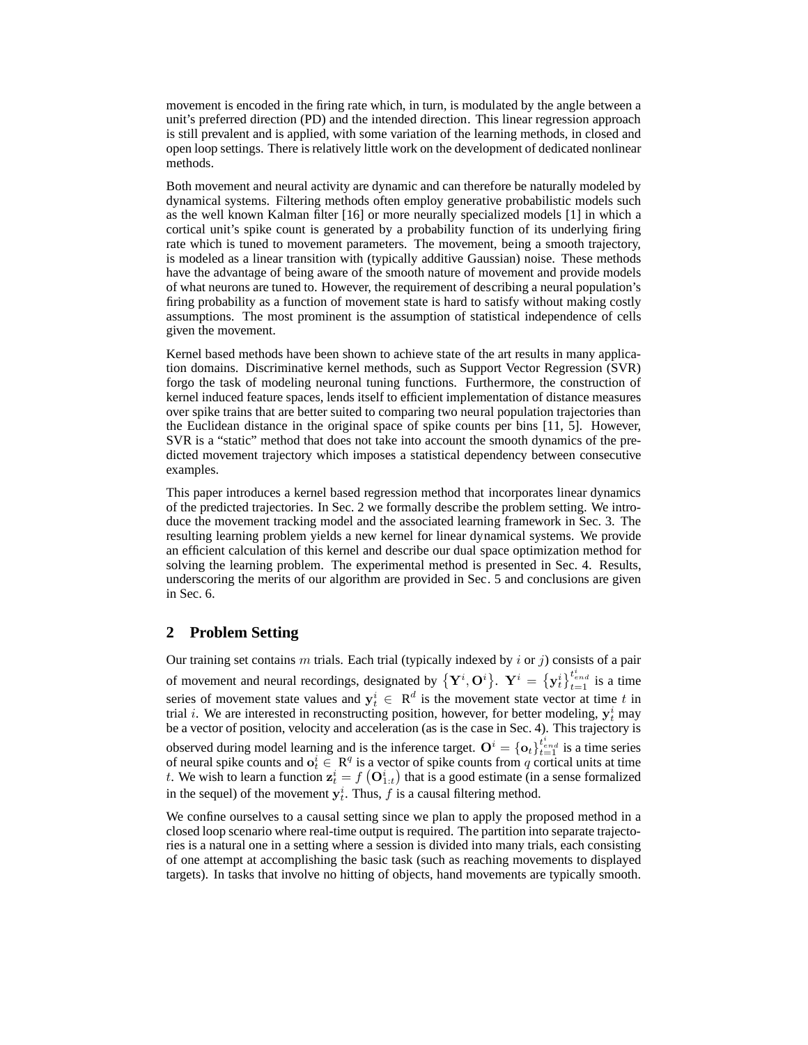movement is encoded in the firing rate which, in turn, is modulated by the angle between a unit's preferred direction (PD) and the intended direction. This linear regression approach is still prevalent and is applied, with some variation of the learning methods, in closed and open loop settings. There is relatively little work on the development of dedicated nonlinear methods.

Both movement and neural activity are dynamic and can therefore be naturally modeled by dynamical systems. Filtering methods often employ generative probabilistic models such as the well known Kalman filter [16] or more neurally specialized models [1] in which a cortical unit's spike count is generated by a probability function of its underlying firing rate which is tuned to movement parameters. The movement, being a smooth trajectory, is modeled as a linear transition with (typically additive Gaussian) noise. These methods have the advantage of being aware of the smooth nature of movement and provide models of what neurons are tuned to. However, the requirement of describing a neural population's firing probability as a function of movement state is hard to satisfy without making costly assumptions. The most prominent is the assumption of statistical independence of cells given the movement.

Kernel based methods have been shown to achieve state of the art results in many application domains. Discriminative kernel methods, such as Support Vector Regression (SVR) forgo the task of modeling neuronal tuning functions. Furthermore, the construction of kernel induced feature spaces, lends itself to efficient implementation of distance measures over spike trains that are better suited to comparing two neural population trajectories than the Euclidean distance in the original space of spike counts per bins [11, 5]. However, SVR is a "static" method that does not take into account the smooth dynamics of the predicted movement trajectory which imposes a statistical dependency between consecutive examples.

This paper introduces a kernel based regression method that incorporates linear dynamics of the predicted trajectories. In Sec. 2 we formally describe the problem setting. We introduce the movement tracking model and the associated learning framework in Sec. 3. The resulting learning problem yields a new kernel for linear dynamical systems. We provide an efficient calculation of this kernel and describe our dual space optimization method for solving the learning problem. The experimental method is presented in Sec. 4. Results, underscoring the merits of our algorithm are provided in Sec. 5 and conclusions are given in Sec. 6.

## 2 Problem Setting

Our training set contains $m$ trials. Each trial (typically indexed by $i$ or $j$) consists of a pair of movement and neural recordings, designated by $\left\{\mathbf{Y}^i, \mathbf{O}^i\right\}$. $\mathbf{Y}^i = \left\{\mathbf{y}_t^i\right\}_{t=1}^{t_{end}^i}$ is a time series of movement state values and $\mathbf{y}_t^i \in \mathbb{R}^d$ is the movement state vector at time $t$ in trial $i$. We are interested in reconstructing position, however, for better modeling, $\mathbf{y}_t^i$ may be a vector of position, velocity and acceleration (as is the case in Sec. 4). This trajectory is observed during model learning and is the inference target. $\mathbf{O}^i = \left\{\mathbf{o}_t\right\}_{t=1}^{t_{end}^i}$ is a time series of neural spike counts and $\mathbf{o}_t^i \in \mathbb{R}^q$ is a vector of spike counts from $q$ cortical units at time $t$. We wish to learn a function $\mathbf{z}_t^i = f\left(\mathbf{O}_{1:t}^i\right)$ that is a good estimate (in a sense formalized in the sequel) of the movement $\mathbf{y}_t^i$. Thus, $f$ is a causal filtering method.

We confine ourselves to a causal setting since we plan to apply the proposed method in a closed loop scenario where real-time output is required. The partition into separate trajectories is a natural one in a setting where a session is divided into many trials, each consisting of one attempt at accomplishing the basic task (such as reaching movements to displayed targets). In tasks that involve no hitting of objects, hand movements are typically smooth.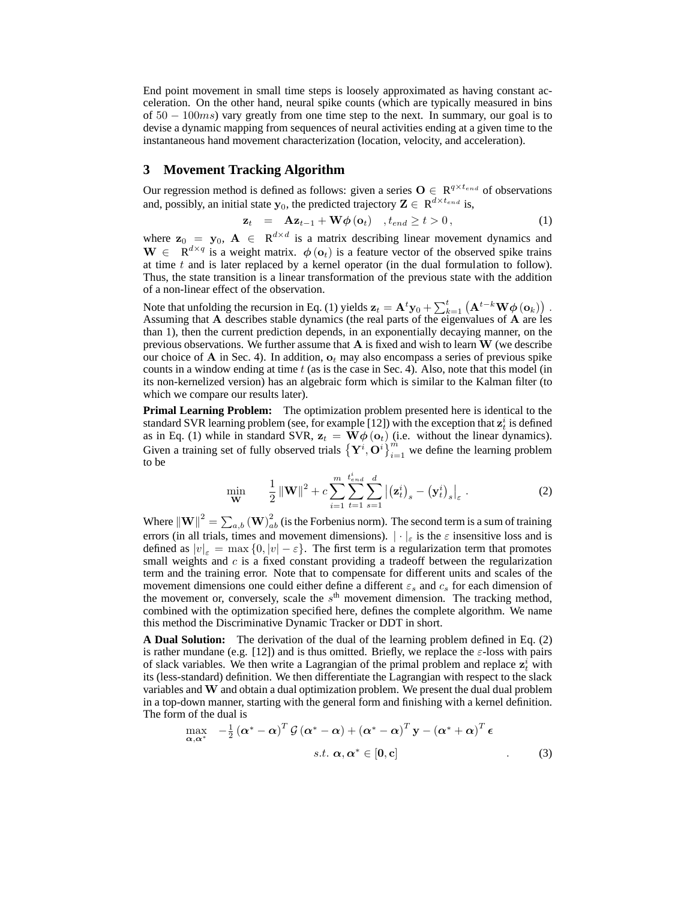End point movement in small time steps is loosely approximated as having constant acceleration. On the other hand, neural spike counts (which are typically measured in bins of $50 - 100ms$) vary greatly from one time step to the next. In summary, our goal is to devise a dynamic mapping from sequences of neural activities ending at a given time to the instantaneous hand movement characterization (location, velocity, and acceleration).

## 3 Movement Tracking Algorithm

Our regression method is defined as follows: given a series $\mathbf{O} \in \mathbb{R}^{q \times t_{end}}$ of observations and, possibly, an initial state $\mathbf{y}_0$, the predicted trajectory $\mathbf{Z} \in \mathbb{R}^{d \times t_{end}}$ is,

$$\mathbf{z}_t = \mathbf{A}\mathbf{z}_{t-1} + \mathbf{W}\boldsymbol{\phi}(\mathbf{o}_t) \quad , t_{end} \geq t > 0 \, , \tag{1}$$

where $\mathbf{z}_0 = \mathbf{y}_0$, $\mathbf{A} \in \mathbb{R}^{d \times d}$ is a matrix describing linear movement dynamics and $\mathbf{W} \in \mathbb{R}^{d \times q}$ is a weight matrix. $\boldsymbol{\phi}(\mathbf{o}_t)$ is a feature vector of the observed spike trains at time $t$ and is later replaced by a kernel operator (in the dual formulation to follow). Thus, the state transition is a linear transformation of the previous state with the addition of a non-linear effect of the observation.

Note that unfolding the recursion in Eq. (1) yields $\mathbf{z}_t = \mathbf{A}^t \mathbf{y}_0 + \sum_{k=1}^{t} \left( \mathbf{A}^{t-k} \mathbf{W} \boldsymbol{\phi}(\mathbf{o}_k) \right)$. Assuming that $\mathbf{A}$ describes stable dynamics (the real parts of the eigenvalues of $\mathbf{A}$ are les than 1), then the current prediction depends, in an exponentially decaying manner, on the previous observations. We further assume that $\mathbf{A}$ is fixed and wish to learn $\mathbf{W}$ (we describe our choice of $\mathbf{A}$ in Sec. 4). In addition, $\mathbf{o}_t$ may also encompass a series of previous spike counts in a window ending at time $t$ (as is the case in Sec. 4). Also, note that this model (in its non-kernelized version) has an algebraic form which is similar to the Kalman filter (to which we compare our results later).

**Primal Learning Problem:** The optimization problem presented here is identical to the standard SVR learning problem (see, for example [12]) with the exception that $\mathbf{z}_t^i$ is defined as in Eq. (1) while in standard SVR, $\mathbf{z}_t = \mathbf{W}\boldsymbol{\phi}(\mathbf{o}_t)$ (i.e. without the linear dynamics). Given a training set of fully observed trials $\left\{ \mathbf{Y}^i, \mathbf{O}^i \right\}_{i=1}^{m}$ we define the learning problem to be

$$\min_{\mathbf{W}} \quad \frac{1}{2} \left\| \mathbf{W} \right\|^2 + c \sum_{i=1}^{m} \sum_{t=1}^{t_{end}^i} \sum_{s=1}^{d} \left| \left( \mathbf{z}_t^i \right)_s - \left( \mathbf{y}_t^i \right)_s \right|_{\varepsilon} \, . \tag{2}$$

Where $\left\| \mathbf{W} \right\|^2 = \sum_{a,b} (\mathbf{W})_{ab}^2$ (is the Forbenius norm). The second term is a sum of training errors (in all trials, times and movement dimensions). $|\cdot|_\varepsilon$ is the $\varepsilon$ insensitive loss and is defined as $|v|_\varepsilon = \max\{0, |v| - \varepsilon\}$. The first term is a regularization term that promotes small weights and $c$ is a fixed constant providing a tradeoff between the regularization term and the training error. Note that to compensate for different units and scales of the movement dimensions one could either define a different $\varepsilon_s$ and $c_s$ for each dimension of the movement or, conversely, scale the $s^{\text{th}}$ movement dimension. The tracking method, combined with the optimization specified here, defines the complete algorithm. We name this method the Discriminative Dynamic Tracker or DDT in short.

**A Dual Solution:** The derivation of the dual of the learning problem defined in Eq. (2) is rather mundane (e.g. [12]) and is thus omitted. Briefly, we replace the $\varepsilon$-loss with pairs of slack variables. We then write a Lagrangian of the primal problem and replace $\mathbf{z}_t^i$ with its (less-standard) definition. We then differentiate the Lagrangian with respect to the slack variables and $\mathbf{W}$ and obtain a dual optimization problem. We present the dual dual problem in a top-down manner, starting with the general form and finishing with a kernel definition. The form of the dual is

$$\max_{\boldsymbol{\alpha}, \boldsymbol{\alpha}^*} \quad -\tfrac{1}{2} \left( \boldsymbol{\alpha}^* - \boldsymbol{\alpha} \right)^T \mathcal{G} \left( \boldsymbol{\alpha}^* - \boldsymbol{\alpha} \right) + \left( \boldsymbol{\alpha}^* - \boldsymbol{\alpha} \right)^T \mathbf{y} - \left( \boldsymbol{\alpha}^* + \boldsymbol{\alpha} \right)^T \boldsymbol{\epsilon}$$
$$s.t. \; \boldsymbol{\alpha}, \boldsymbol{\alpha}^* \in [\mathbf{0}, \mathbf{c}] \quad . \tag{3}$$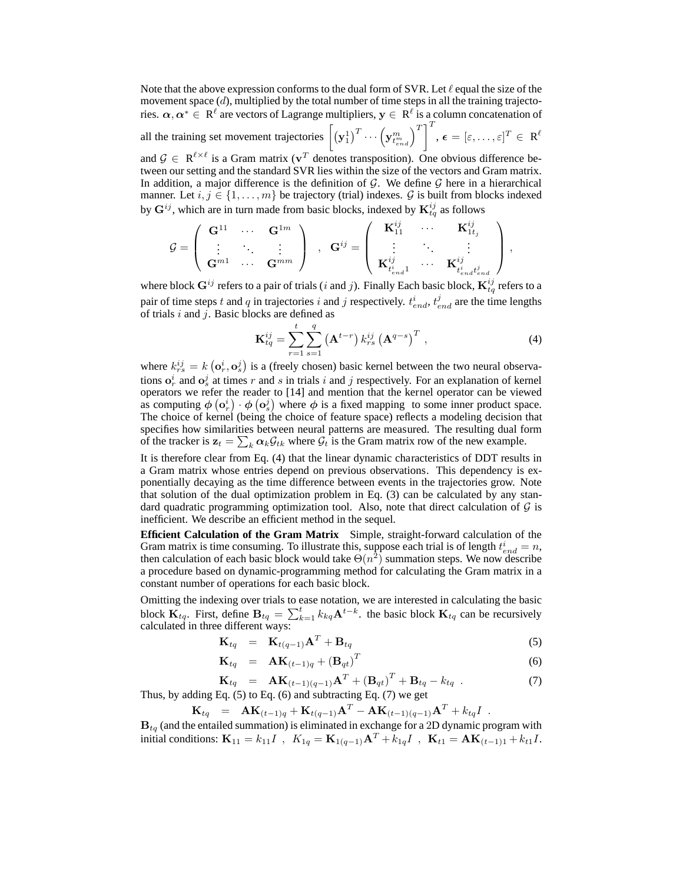Note that the above expression conforms to the dual form of SVR. Let $\ell$ equal the size of the movement space ($d$), multiplied by the total number of time steps in all the training trajectories. $\boldsymbol{\alpha}, \boldsymbol{\alpha}^* \in \mathbb{R}^\ell$ are vectors of Lagrange multipliers, $\mathbf{y} \in \mathbb{R}^\ell$ is a column concatenation of all the training set movement trajectories $\left[ \left(\mathbf{y}_1^1\right)^T \cdots \left(\mathbf{y}_{t_{end}^m}^m\right)^T \right]^T$, $\boldsymbol{\epsilon} = [\varepsilon, \ldots, \varepsilon]^T \in \mathbb{R}^\ell$ and $\mathcal{G} \in \mathbb{R}^{\ell \times \ell}$ is a Gram matrix ($\mathbf{v}^T$ denotes transposition). One obvious difference between our setting and the standard SVR lies within the size of the vectors and Gram matrix. In addition, a major difference is the definition of $\mathcal{G}$. We define $\mathcal{G}$ here in a hierarchical manner. Let $i, j \in \{1, \ldots, m\}$ be trajectory (trial) indexes. $\mathcal{G}$ is built from blocks indexed by $\mathbf{G}^{ij}$, which are in turn made from basic blocks, indexed by $\mathbf{K}_{tq}^{ij}$ as follows

$$
\mathcal{G} = \begin{pmatrix} \mathbf{G}^{11} & \cdots & \mathbf{G}^{1m} \\ \vdots & \ddots & \vdots \\ \mathbf{G}^{m1} & \cdots & \mathbf{G}^{mm} \end{pmatrix} \quad , \quad \mathbf{G}^{ij} = \begin{pmatrix} \mathbf{K}_{11}^{ij} & \cdots & \mathbf{K}_{1t_j}^{ij} \\ \vdots & \ddots & \vdots \\ \mathbf{K}_{t_{end}^i 1}^{ij} & \cdots & \mathbf{K}_{t_{end}^i t_{end}^j}^{ij} \end{pmatrix} ,
$$

where block $\mathbf{G}^{ij}$ refers to a pair of trials ($i$ and $j$). Finally Each basic block, $\mathbf{K}_{tq}^{ij}$ refers to a pair of time steps $t$ and $q$ in trajectories $i$ and $j$ respectively. $t_{end}^i$, $t_{end}^j$ are the time lengths of trials $i$ and $j$. Basic blocks are defined as

$$
\mathbf{K}_{tq}^{ij} = \sum_{r=1}^{t} \sum_{s=1}^{q} \left(\mathbf{A}^{t-r}\right) k_{rs}^{ij} \left(\mathbf{A}^{q-s}\right)^T , \tag{4}
$$

where $k_{rs}^{ij} = k\left(\mathbf{o}_r^i, \mathbf{o}_s^j\right)$ is a (freely chosen) basic kernel between the two neural observations $\mathbf{o}_r^i$ and $\mathbf{o}_s^j$ at times $r$ and $s$ in trials $i$ and $j$ respectively. For an explanation of kernel operators we refer the reader to [14] and mention that the kernel operator can be viewed as computing $\boldsymbol{\phi}\left(\mathbf{o}_r^i\right) \cdot \boldsymbol{\phi}\left(\mathbf{o}_s^j\right)$ where $\boldsymbol{\phi}$ is a fixed mapping to some inner product space. The choice of kernel (being the choice of feature space) reflects a modeling decision that specifies how similarities between neural patterns are measured. The resulting dual form of the tracker is $\mathbf{z}_t = \sum_k \boldsymbol{\alpha}_k \mathcal{G}_{tk}$ where $\mathcal{G}_t$ is the Gram matrix row of the new example.

It is therefore clear from Eq. (4) that the linear dynamic characteristics of DDT results in a Gram matrix whose entries depend on previous observations. This dependency is exponentially decaying as the time difference between events in the trajectories grow. Note that solution of the dual optimization problem in Eq. (3) can be calculated by any standard quadratic programming optimization tool. Also, note that direct calculation of $\mathcal{G}$ is inefficient. We describe an efficient method in the sequel.

**Efficient Calculation of the Gram Matrix** Simple, straight-forward calculation of the Gram matrix is time consuming. To illustrate this, suppose each trial is of length $t_{end}^i = n$, then calculation of each basic block would take $\Theta(n^2)$ summation steps. We now describe a procedure based on dynamic-programming method for calculating the Gram matrix in a constant number of operations for each basic block.

Omitting the indexing over trials to ease notation, we are interested in calculating the basic block $\mathbf{K}_{tq}$. First, define $\mathbf{B}_{tq} = \sum_{k=1}^{t} k_{kq} \mathbf{A}^{t-k}$. the basic block $\mathbf{K}_{tq}$ can be recursively calculated in three different ways:

$$
\mathbf{K}_{tq} = \mathbf{K}_{t(q-1)} \mathbf{A}^T + \mathbf{B}_{tq} \tag{5}
$$

$$
\mathbf{K}_{tq} = \mathbf{A} \mathbf{K}_{(t-1)q} + \left(\mathbf{B}_{qt}\right)^T \tag{6}
$$

$$
\mathbf{K}_{tq} = \mathbf{A} \mathbf{K}_{(t-1)(q-1)} \mathbf{A}^T + \left(\mathbf{B}_{qt}\right)^T + \mathbf{B}_{tq} - k_{tq} \ . \tag{7}
$$

Thus, by adding Eq. (5) to Eq. (6) and subtracting Eq. (7) we get

$$
\mathbf{K}_{tq} = \mathbf{A} \mathbf{K}_{(t-1)q} + \mathbf{K}_{t(q-1)} \mathbf{A}^T - \mathbf{A} \mathbf{K}_{(t-1)(q-1)} \mathbf{A}^T + k_{tq} I \ .
$$

$\mathbf{B}_{tq}$ (and the entailed summation) is eliminated in exchange for a 2D dynamic program with initial conditions: $\mathbf{K}_{11} = k_{11} I$ , $K_{1q} = \mathbf{K}_{1(q-1)} \mathbf{A}^T + k_{1q} I$ , $\mathbf{K}_{t1} = \mathbf{A} \mathbf{K}_{(t-1)1} + k_{t1} I$.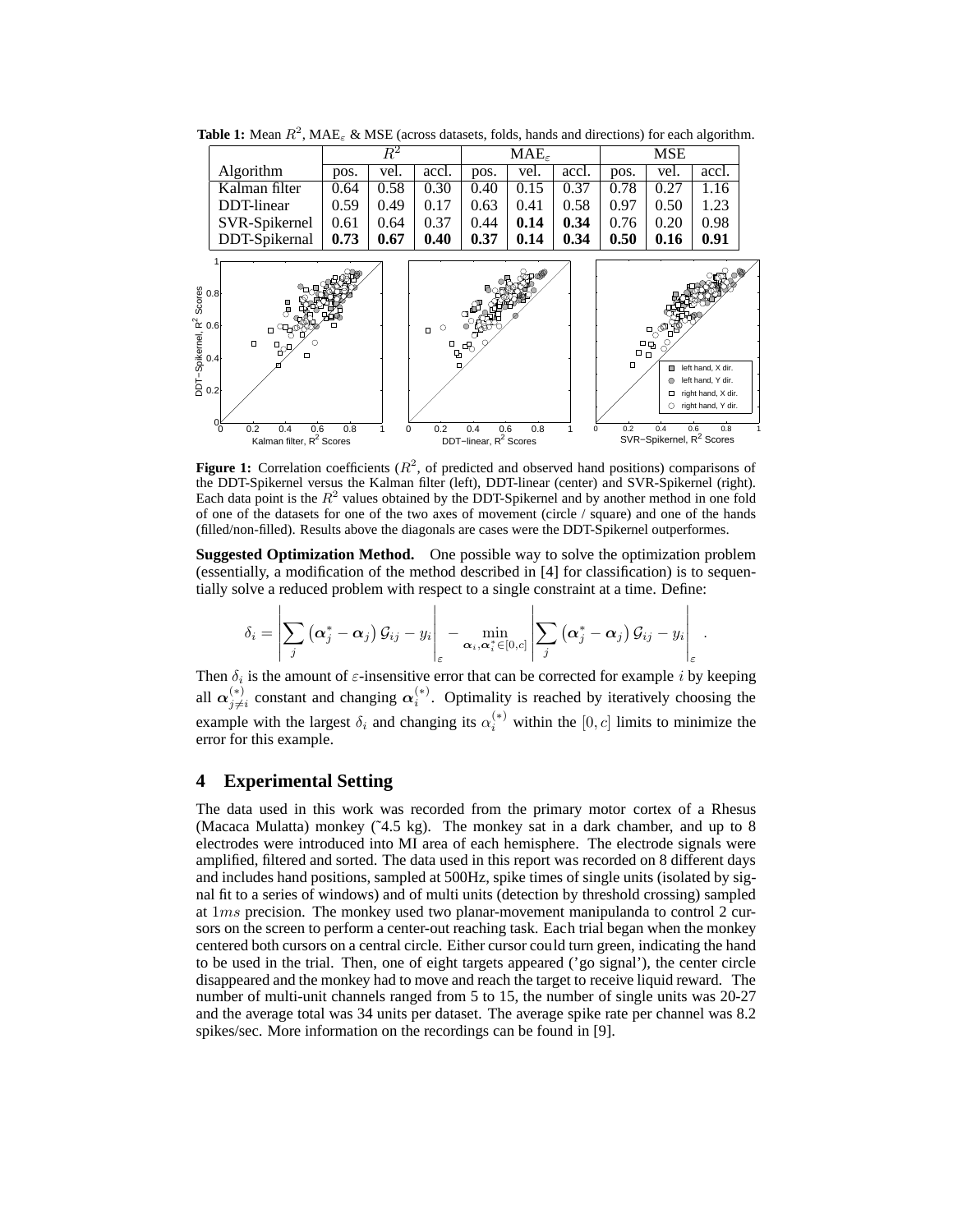**Table 1:** Mean $R^2$, $\text{MAE}_\varepsilon$ & MSE (across datasets, folds, hands and directions) for each algorithm.

| | $R^2$ | | | $\text{MAE}_\varepsilon$ | | | MSE | | |
|---|---|---|---|---|---|---|---|---|---|
| Algorithm | pos. | vel. | accl. | pos. | vel. | accl. | pos. | vel. | accl. |
| Kalman filter | 0.64 | 0.58 | 0.30 | 0.40 | 0.15 | 0.37 | 0.78 | 0.27 | 1.16 |
| DDT-linear | 0.59 | 0.49 | 0.17 | 0.63 | 0.41 | 0.58 | 0.97 | 0.50 | 1.23 |
| SVR-Spikernel | 0.61 | 0.64 | 0.37 | 0.44 | **0.14** | **0.34** | 0.76 | 0.20 | 0.98 |
| DDT-Spikernal | **0.73** | **0.67** | **0.40** | **0.37** | **0.14** | **0.34** | **0.50** | **0.16** | **0.91** |

**Figure 1:** Correlation coefficients ($R^2$, of predicted and observed hand positions) comparisons of the DDT-Spikernel versus the Kalman filter (left), DDT-linear (center) and SVR-Spikernel (right). Each data point is the $R^2$ values obtained by the DDT-Spikernel and by another method in one fold of one of the datasets for one of the two axes of movement (circle / square) and one of the hands (filled/non-filled). Results above the diagonals are cases were the DDT-Spikernel outperformes.

**Suggested Optimization Method.** One possible way to solve the optimization problem (essentially, a modification of the method described in [4] for classification) is to sequentially solve a reduced problem with respect to a single constraint at a time. Define:

$$\delta_i = \left| \sum_j \left(\boldsymbol{\alpha}_j^* - \boldsymbol{\alpha}_j\right) \mathcal{G}_{ij} - y_i \right|_\varepsilon - \min_{\boldsymbol{\alpha}_i, \boldsymbol{\alpha}_i^* \in [0,c]} \left| \sum_j \left(\boldsymbol{\alpha}_j^* - \boldsymbol{\alpha}_j\right) \mathcal{G}_{ij} - y_i \right|_\varepsilon .$$

Then $\delta_i$ is the amount of $\varepsilon$-insensitive error that can be corrected for example $i$ by keeping all $\boldsymbol{\alpha}_{j \neq i}^{(*)}$ constant and changing $\boldsymbol{\alpha}_i^{(*)}$. Optimality is reached by iteratively choosing the example with the largest $\delta_i$ and changing its $\alpha_i^{(*)}$ within the $[0, c]$ limits to minimize the error for this example.

## 4 Experimental Setting

The data used in this work was recorded from the primary motor cortex of a Rhesus (Macaca Mulatta) monkey (˜4.5 kg). The monkey sat in a dark chamber, and up to 8 electrodes were introduced into MI area of each hemisphere. The electrode signals were amplified, filtered and sorted. The data used in this report was recorded on 8 different days and includes hand positions, sampled at 500Hz, spike times of single units (isolated by signal fit to a series of windows) and of multi units (detection by threshold crossing) sampled at $1ms$ precision. The monkey used two planar-movement manipulanda to control 2 cursors on the screen to perform a center-out reaching task. Each trial began when the monkey centered both cursors on a central circle. Either cursor could turn green, indicating the hand to be used in the trial. Then, one of eight targets appeared ('go signal'), the center circle disappeared and the monkey had to move and reach the target to receive liquid reward. The number of multi-unit channels ranged from 5 to 15, the number of single units was 20-27 and the average total was 34 units per dataset. The average spike rate per channel was 8.2 spikes/sec. More information on the recordings can be found in [9].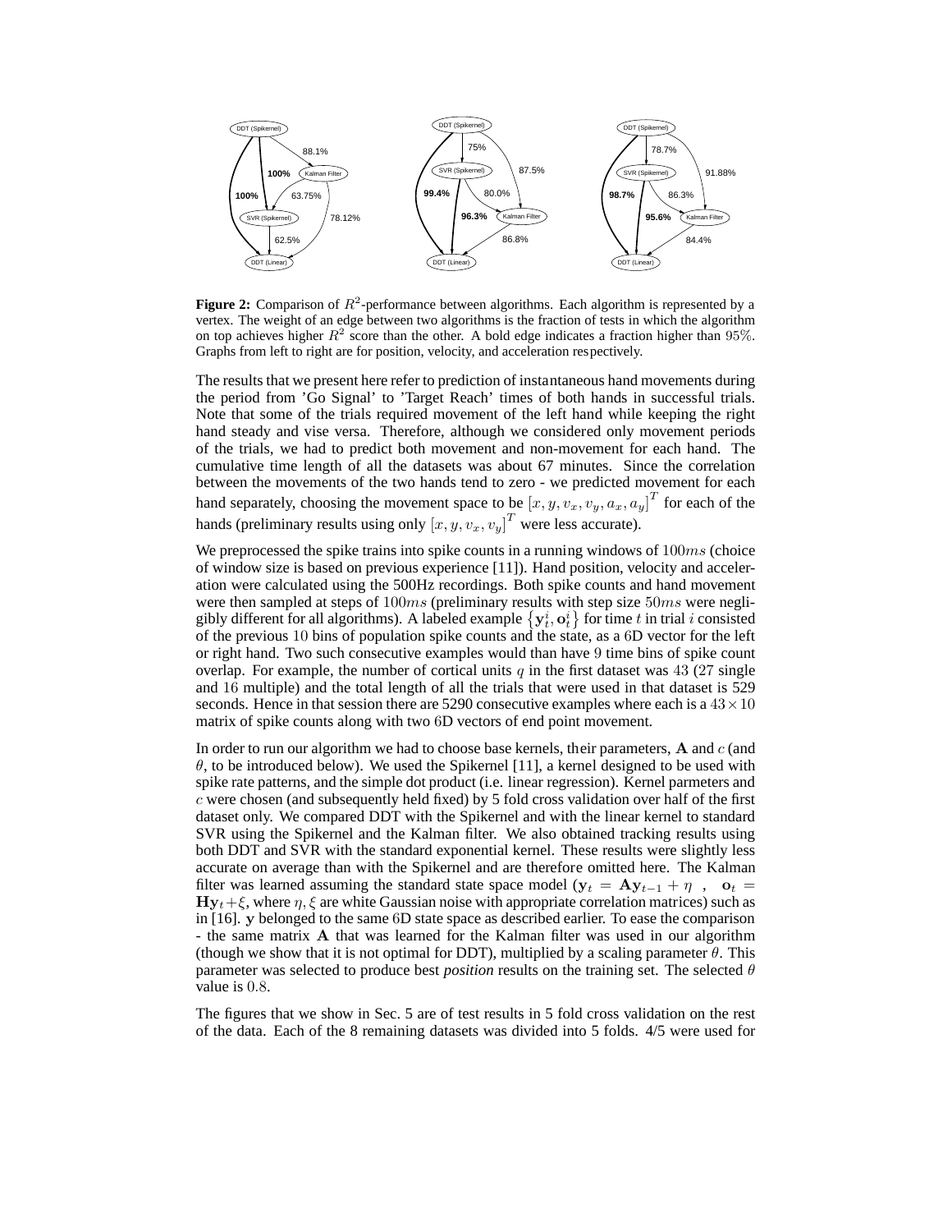**Figure 2:** Comparison of $R^2$-performance between algorithms. Each algorithm is represented by a vertex. The weight of an edge between two algorithms is the fraction of tests in which the algorithm on top achieves higher $R^2$ score than the other. A bold edge indicates a fraction higher than 95%. Graphs from left to right are for position, velocity, and acceleration respectively.

The results that we present here refer to prediction of instantaneous hand movements during the period from 'Go Signal' to 'Target Reach' times of both hands in successful trials. Note that some of the trials required movement of the left hand while keeping the right hand steady and vise versa. Therefore, although we considered only movement periods of the trials, we had to predict both movement and non-movement for each hand. The cumulative time length of all the datasets was about 67 minutes. Since the correlation between the movements of the two hands tend to zero - we predicted movement for each hand separately, choosing the movement space to be $[x, y, v_x, v_y, a_x, a_y]^T$ for each of the hands (preliminary results using only $[x, y, v_x, v_y]^T$ were less accurate).

We preprocessed the spike trains into spike counts in a running windows of $100ms$ (choice of window size is based on previous experience [11]). Hand position, velocity and acceleration were calculated using the 500Hz recordings. Both spike counts and hand movement were then sampled at steps of $100ms$ (preliminary results with step size $50ms$ were negligibly different for all algorithms). A labeled example $\{\mathbf{y}_t^i, \mathbf{o}_t^i\}$ for time $t$ in trial $i$ consisted of the previous 10 bins of population spike counts and the state, as a 6D vector for the left or right hand. Two such consecutive examples would than have 9 time bins of spike count overlap. For example, the number of cortical units $q$ in the first dataset was 43 (27 single and 16 multiple) and the total length of all the trials that were used in that dataset is 529 seconds. Hence in that session there are 5290 consecutive examples where each is a $43 \times 10$ matrix of spike counts along with two 6D vectors of end point movement.

In order to run our algorithm we had to choose base kernels, their parameters, $\mathbf{A}$ and $c$ (and $\theta$, to be introduced below). We used the Spikernel [11], a kernel designed to be used with spike rate patterns, and the simple dot product (i.e. linear regression). Kernel parmeters and $c$ were chosen (and subsequently held fixed) by 5 fold cross validation over half of the first dataset only. We compared DDT with the Spikernel and with the linear kernel to standard SVR using the Spikernel and the Kalman filter. We also obtained tracking results using both DDT and SVR with the standard exponential kernel. These results were slightly less accurate on average than with the Spikernel and are therefore omitted here. The Kalman filter was learned assuming the standard state space model ($\mathbf{y}_t = \mathbf{A}\mathbf{y}_{t-1} + \eta$ , $\mathbf{o}_t = \mathbf{H}\mathbf{y}_t + \xi$, where $\eta, \xi$ are white Gaussian noise with appropriate correlation matrices) such as in [16]. $\mathbf{y}$ belonged to the same 6D state space as described earlier. To ease the comparison - the same matrix $\mathbf{A}$ that was learned for the Kalman filter was used in our algorithm (though we show that it is not optimal for DDT), multiplied by a scaling parameter $\theta$. This parameter was selected to produce best *position* results on the training set. The selected $\theta$ value is 0.8.

The figures that we show in Sec. 5 are of test results in 5 fold cross validation on the rest of the data. Each of the 8 remaining datasets was divided into 5 folds. 4/5 were used for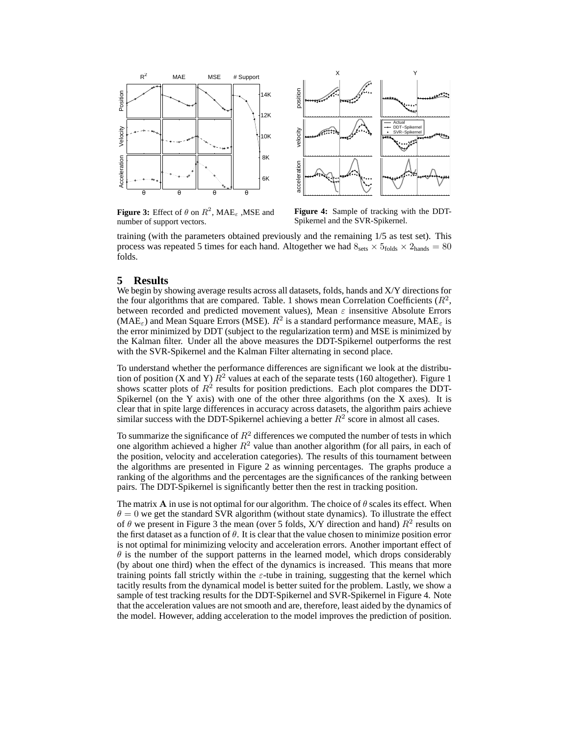**Figure 3:** Effect of $\theta$ on $R^2$, MAE$_\varepsilon$ ,MSE and number of support vectors.

**Figure 4:** Sample of tracking with the DDT-Spikernel and the SVR-Spikernel.

training (with the parameters obtained previously and the remaining 1/5 as test set). This process was repeated 5 times for each hand. Altogether we had $8_{\text{sets}} \times 5_{\text{folds}} \times 2_{\text{hands}} = 80$ folds.

## 5 Results

We begin by showing average results across all datasets, folds, hands and X/Y directions for the four algorithms that are compared. Table. 1 shows mean Correlation Coefficients ($R^2$, between recorded and predicted movement values), Mean $\varepsilon$ insensitive Absolute Errors (MAE$_\varepsilon$) and Mean Square Errors (MSE). $R^2$ is a standard performance measure, MAE$_\varepsilon$ is the error minimized by DDT (subject to the regularization term) and MSE is minimized by the Kalman filter. Under all the above measures the DDT-Spikernel outperforms the rest with the SVR-Spikernel and the Kalman Filter alternating in second place.

To understand whether the performance differences are significant we look at the distribution of position (X and Y) $R^2$ values at each of the separate tests (160 altogether). Figure 1 shows scatter plots of $R^2$ results for position predictions. Each plot compares the DDT-Spikernel (on the Y axis) with one of the other three algorithms (on the X axes). It is clear that in spite large differences in accuracy across datasets, the algorithm pairs achieve similar success with the DDT-Spikernel achieving a better $R^2$ score in almost all cases.

To summarize the significance of $R^2$ differences we computed the number of tests in which one algorithm achieved a higher $R^2$ value than another algorithm (for all pairs, in each of the position, velocity and acceleration categories). The results of this tournament between the algorithms are presented in Figure 2 as winning percentages. The graphs produce a ranking of the algorithms and the percentages are the significances of the ranking between pairs. The DDT-Spikernel is significantly better then the rest in tracking position.

The matrix $\mathbf{A}$ in use is not optimal for our algorithm. The choice of $\theta$ scales its effect. When $\theta = 0$ we get the standard SVR algorithm (without state dynamics). To illustrate the effect of $\theta$ we present in Figure 3 the mean (over 5 folds, X/Y direction and hand) $R^2$ results on the first dataset as a function of $\theta$. It is clear that the value chosen to minimize position error is not optimal for minimizing velocity and acceleration errors. Another important effect of $\theta$ is the number of the support patterns in the learned model, which drops considerably (by about one third) when the effect of the dynamics is increased. This means that more training points fall strictly within the $\varepsilon$-tube in training, suggesting that the kernel which tacitly results from the dynamical model is better suited for the problem. Lastly, we show a sample of test tracking results for the DDT-Spikernel and SVR-Spikernel in Figure 4. Note that the acceleration values are not smooth and are, therefore, least aided by the dynamics of the model. However, adding acceleration to the model improves the prediction of position.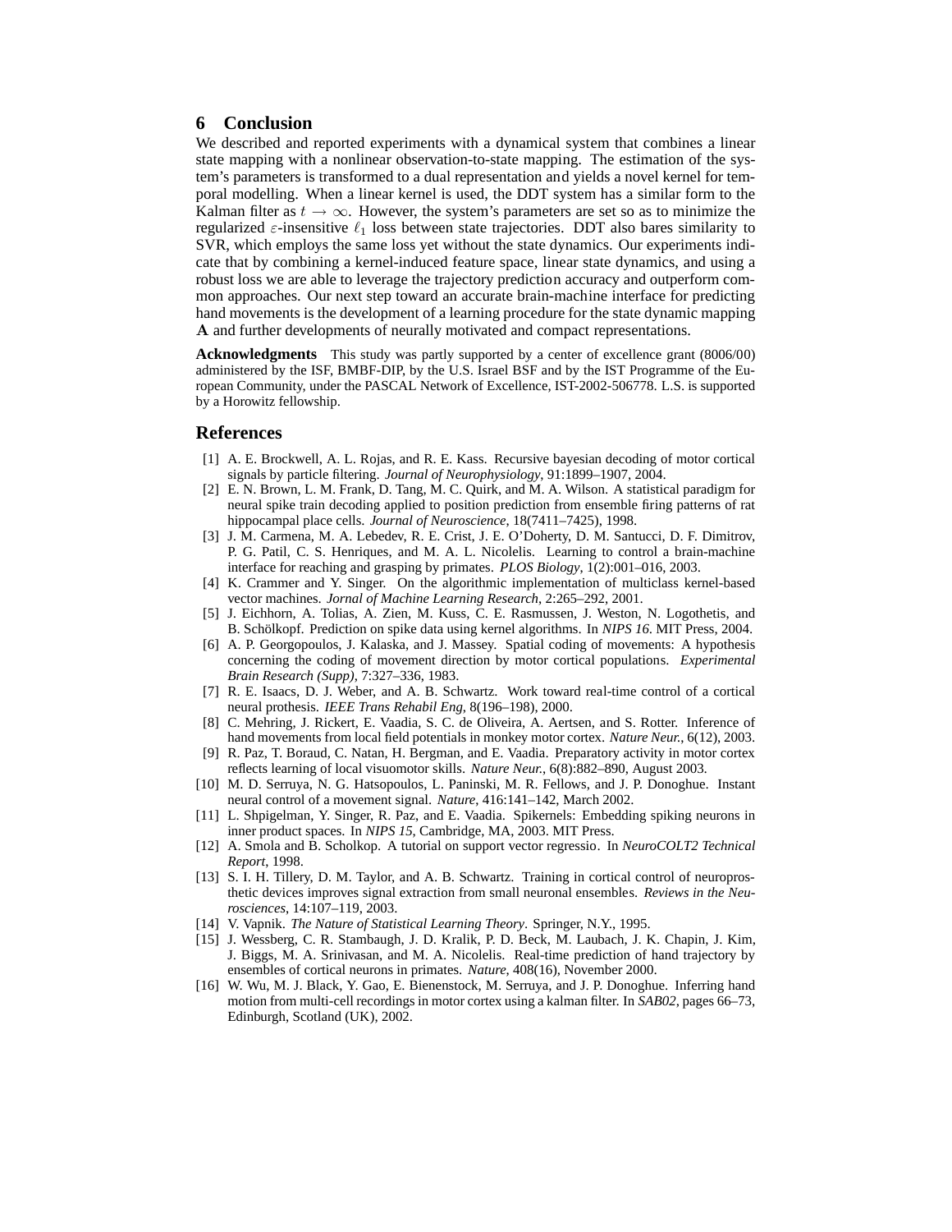## 6 Conclusion

We described and reported experiments with a dynamical system that combines a linear state mapping with a nonlinear observation-to-state mapping. The estimation of the system's parameters is transformed to a dual representation and yields a novel kernel for temporal modelling. When a linear kernel is used, the DDT system has a similar form to the Kalman filter as $t \to \infty$. However, the system's parameters are set so as to minimize the regularized $\varepsilon$-insensitive $\ell_1$ loss between state trajectories. DDT also bares similarity to SVR, which employs the same loss yet without the state dynamics. Our experiments indicate that by combining a kernel-induced feature space, linear state dynamics, and using a robust loss we are able to leverage the trajectory prediction accuracy and outperform common approaches. Our next step toward an accurate brain-machine interface for predicting hand movements is the development of a learning procedure for the state dynamic mapping $\mathbf{A}$ and further developments of neurally motivated and compact representations.

**Acknowledgments** This study was partly supported by a center of excellence grant (8006/00) administered by the ISF, BMBF-DIP, by the U.S. Israel BSF and by the IST Programme of the European Community, under the PASCAL Network of Excellence, IST-2002-506778. L.S. is supported by a Horowitz fellowship.

## References

[1] A. E. Brockwell, A. L. Rojas, and R. E. Kass. Recursive bayesian decoding of motor cortical signals by particle filtering. *Journal of Neurophysiology*, 91:1899–1907, 2004.

[2] E. N. Brown, L. M. Frank, D. Tang, M. C. Quirk, and M. A. Wilson. A statistical paradigm for neural spike train decoding applied to position prediction from ensemble firing patterns of rat hippocampal place cells. *Journal of Neuroscience*, 18(7411–7425), 1998.

[3] J. M. Carmena, M. A. Lebedev, R. E. Crist, J. E. O'Doherty, D. M. Santucci, D. F. Dimitrov, P. G. Patil, C. S. Henriques, and M. A. L. Nicolelis. Learning to control a brain-machine interface for reaching and grasping by primates. *PLOS Biology*, 1(2):001–016, 2003.

[4] K. Crammer and Y. Singer. On the algorithmic implementation of multiclass kernel-based vector machines. *Jornal of Machine Learning Research*, 2:265–292, 2001.

[5] J. Eichhorn, A. Tolias, A. Zien, M. Kuss, C. E. Rasmussen, J. Weston, N. Logothetis, and B. Schölkopf. Prediction on spike data using kernel algorithms. In *NIPS 16*. MIT Press, 2004.

[6] A. P. Georgopoulos, J. Kalaska, and J. Massey. Spatial coding of movements: A hypothesis concerning the coding of movement direction by motor cortical populations. *Experimental Brain Research (Supp)*, 7:327–336, 1983.

[7] R. E. Isaacs, D. J. Weber, and A. B. Schwartz. Work toward real-time control of a cortical neural prothesis. *IEEE Trans Rehabil Eng*, 8(196–198), 2000.

[8] C. Mehring, J. Rickert, E. Vaadia, S. C. de Oliveira, A. Aertsen, and S. Rotter. Inference of hand movements from local field potentials in monkey motor cortex. *Nature Neur.*, 6(12), 2003.

[9] R. Paz, T. Boraud, C. Natan, H. Bergman, and E. Vaadia. Preparatory activity in motor cortex reflects learning of local visuomotor skills. *Nature Neur.*, 6(8):882–890, August 2003.

[10] M. D. Serruya, N. G. Hatsopoulos, L. Paninski, M. R. Fellows, and J. P. Donoghue. Instant neural control of a movement signal. *Nature*, 416:141–142, March 2002.

[11] L. Shpigelman, Y. Singer, R. Paz, and E. Vaadia. Spikernels: Embedding spiking neurons in inner product spaces. In *NIPS 15*, Cambridge, MA, 2003. MIT Press.

[12] A. Smola and B. Scholkop. A tutorial on support vector regressio. In *NeuroCOLT2 Technical Report*, 1998.

[13] S. I. H. Tillery, D. M. Taylor, and A. B. Schwartz. Training in cortical control of neuroprosthetic devices improves signal extraction from small neuronal ensembles. *Reviews in the Neurosciences*, 14:107–119, 2003.

[14] V. Vapnik. *The Nature of Statistical Learning Theory*. Springer, N.Y., 1995.

[15] J. Wessberg, C. R. Stambaugh, J. D. Kralik, P. D. Beck, M. Laubach, J. K. Chapin, J. Kim, J. Biggs, M. A. Srinivasan, and M. A. Nicolelis. Real-time prediction of hand trajectory by ensembles of cortical neurons in primates. *Nature*, 408(16), November 2000.

[16] W. Wu, M. J. Black, Y. Gao, E. Bienenstock, M. Serruya, and J. P. Donoghue. Inferring hand motion from multi-cell recordings in motor cortex using a kalman filter. In *SAB02*, pages 66–73, Edinburgh, Scotland (UK), 2002.